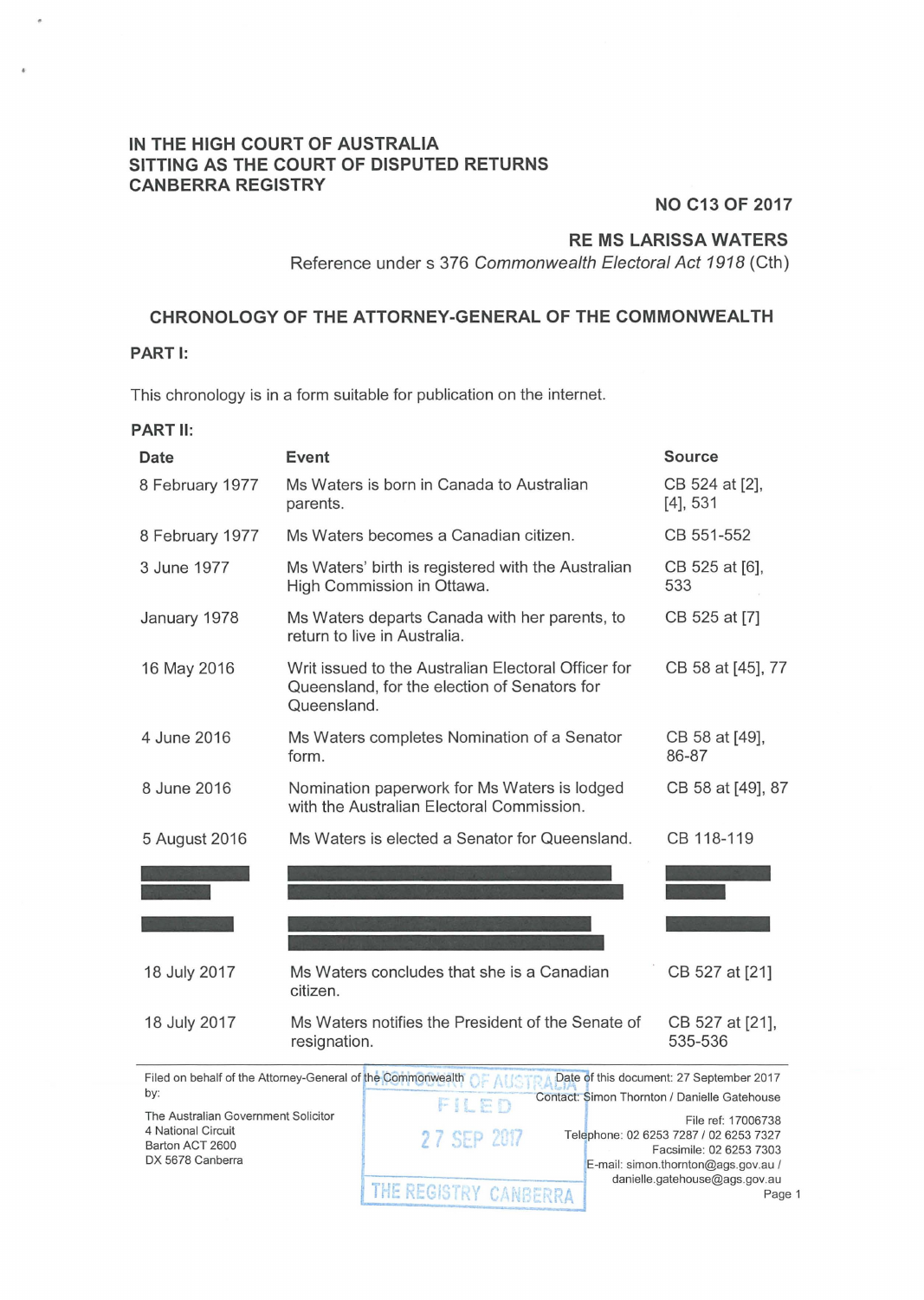**IN THE HIGH COURT OF AUSTRALIA**
**SITTING AS THE COURT OF DISPUTED RETURNS**
**CANBERRA REGISTRY**

**NO C13 OF 2017**

**RE MS LARISSA WATERS**

Reference under s 376 *Commonwealth Electoral Act 1918* (Cth)

## CHRONOLOGY OF THE ATTORNEY-GENERAL OF THE COMMONWEALTH

### PART I:

This chronology is in a form suitable for publication on the internet.

### PART II:

| Date | Event | Source |
|---|---|---|
| 8 February 1977 | Ms Waters is born in Canada to Australian parents. | CB 524 at [2], [4], 531 |
| 8 February 1977 | Ms Waters becomes a Canadian citizen. | CB 551-552 |
| 3 June 1977 | Ms Waters' birth is registered with the Australian High Commission in Ottawa. | CB 525 at [6], 533 |
| January 1978 | Ms Waters departs Canada with her parents, to return to live in Australia. | CB 525 at [7] |
| 16 May 2016 | Writ issued to the Australian Electoral Officer for Queensland, for the election of Senators for Queensland. | CB 58 at [45], 77 |
| 4 June 2016 | Ms Waters completes Nomination of a Senator form. | CB 58 at [49], 86-87 |
| 8 June 2016 | Nomination paperwork for Ms Waters is lodged with the Australian Electoral Commission. | CB 58 at [49], 87 |
| 5 August 2016 | Ms Waters is elected a Senator for Queensland. | CB 118-119 |
| [redacted] | [redacted] | [redacted] |
| [redacted] | [redacted] | [redacted] |
| 18 July 2017 | Ms Waters concludes that she is a Canadian citizen. | CB 527 at [21] |
| 18 July 2017 | Ms Waters notifies the President of the Senate of resignation. | CB 527 at [21], 535-536 |

Filed on behalf of the Attorney-General of the Commonwealth by:

The Australian Government Solicitor
4 National Circuit
Barton ACT 2600
DX 5678 Canberra

HIGH COURT OF AUSTRALIA
FILED
27 SEP 2017
THE REGISTRY CANBERRA

Date of this document: 27 September 2017

Contact: Simon Thornton / Danielle Gatehouse

File ref: 17006738
Telephone: 02 6253 7287 / 02 6253 7327
Facsimile: 02 6253 7303
E-mail: simon.thornton@ags.gov.au / danielle.gatehouse@ags.gov.au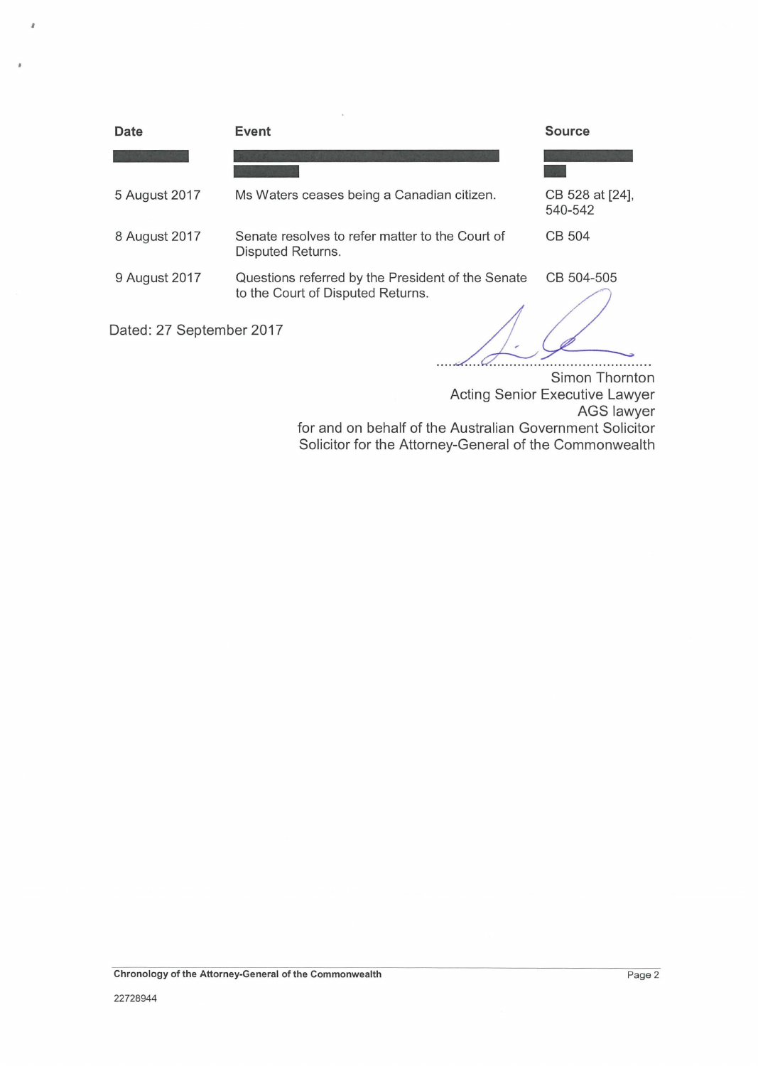| Date | Event | Source |
| --- | --- | --- |
| [redacted] | [redacted] | [redacted] |
| 5 August 2017 | Ms Waters ceases being a Canadian citizen. | CB 528 at [24], 540-542 |
| 8 August 2017 | Senate resolves to refer matter to the Court of Disputed Returns. | CB 504 |
| 9 August 2017 | Questions referred by the President of the Senate to the Court of Disputed Returns. | CB 504-505 |

Dated: 27 September 2017

Simon Thornton
Acting Senior Executive Lawyer
AGS lawyer
for and on behalf of the Australian Government Solicitor
Solicitor for the Attorney-General of the Commonwealth